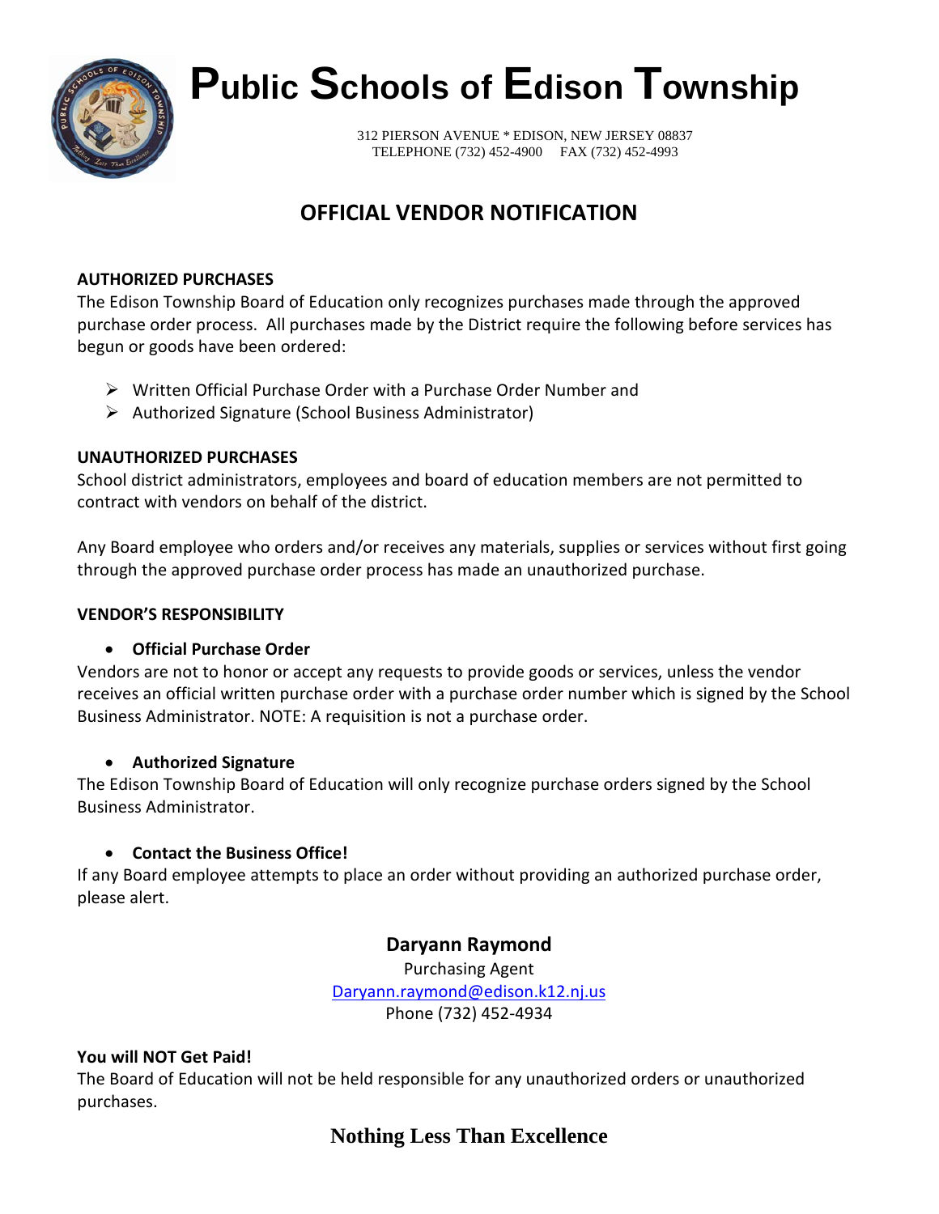# Public Schools of Edison Township

312 PIERSON AVENUE * EDISON, NEW JERSEY 08837
TELEPHONE (732) 452-4900     FAX (732) 452-4993

## OFFICIAL VENDOR NOTIFICATION

**AUTHORIZED PURCHASES**

The Edison Township Board of Education only recognizes purchases made through the approved purchase order process. All purchases made by the District require the following before services has begun or goods have been ordered:

- Written Official Purchase Order with a Purchase Order Number and
- Authorized Signature (School Business Administrator)

**UNAUTHORIZED PURCHASES**

School district administrators, employees and board of education members are not permitted to contract with vendors on behalf of the district.

Any Board employee who orders and/or receives any materials, supplies or services without first going through the approved purchase order process has made an unauthorized purchase.

**VENDOR'S RESPONSIBILITY**

- **Official Purchase Order**

Vendors are not to honor or accept any requests to provide goods or services, unless the vendor receives an official written purchase order with a purchase order number which is signed by the School Business Administrator. NOTE: A requisition is not a purchase order.

- **Authorized Signature**

The Edison Township Board of Education will only recognize purchase orders signed by the School Business Administrator.

- **Contact the Business Office!**

If any Board employee attempts to place an order without providing an authorized purchase order, please alert.

**Daryann Raymond**
Purchasing Agent
Daryann.raymond@edison.k12.nj.us
Phone (732) 452-4934

**You will NOT Get Paid!**

The Board of Education will not be held responsible for any unauthorized orders or unauthorized purchases.

**Nothing Less Than Excellence**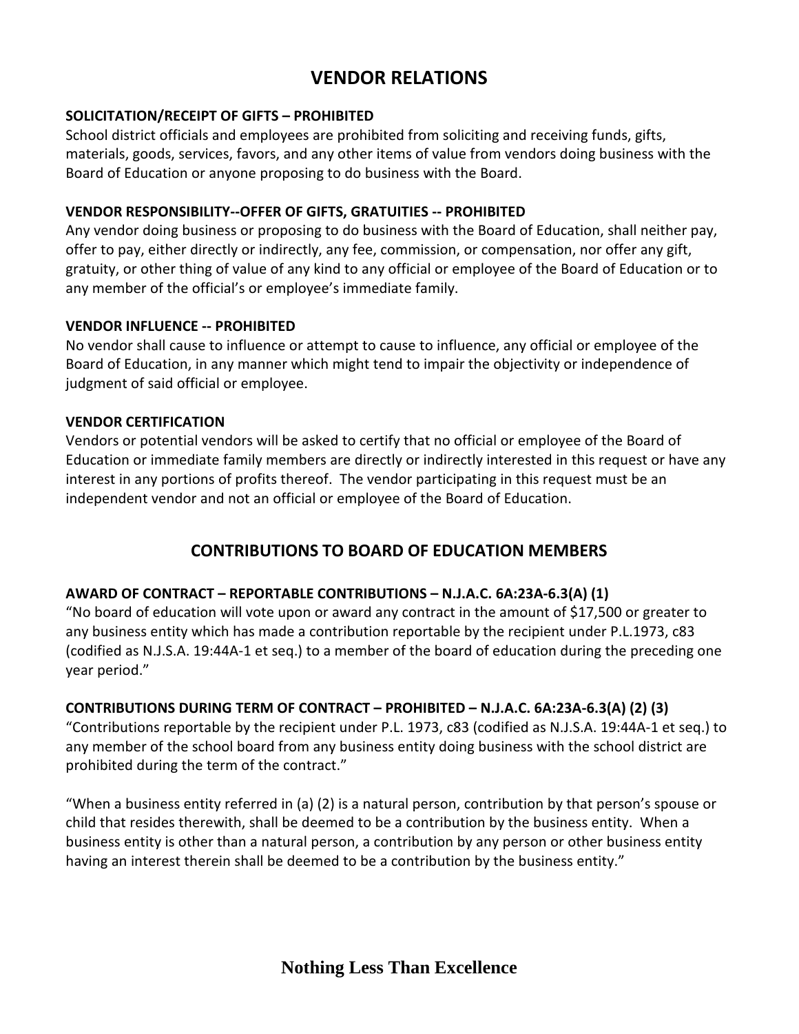# VENDOR RELATIONS

**SOLICITATION/RECEIPT OF GIFTS – PROHIBITED**

School district officials and employees are prohibited from soliciting and receiving funds, gifts, materials, goods, services, favors, and any other items of value from vendors doing business with the Board of Education or anyone proposing to do business with the Board.

**VENDOR RESPONSIBILITY--OFFER OF GIFTS, GRATUITIES -- PROHIBITED**

Any vendor doing business or proposing to do business with the Board of Education, shall neither pay, offer to pay, either directly or indirectly, any fee, commission, or compensation, nor offer any gift, gratuity, or other thing of value of any kind to any official or employee of the Board of Education or to any member of the official's or employee's immediate family.

**VENDOR INFLUENCE -- PROHIBITED**

No vendor shall cause to influence or attempt to cause to influence, any official or employee of the Board of Education, in any manner which might tend to impair the objectivity or independence of judgment of said official or employee.

**VENDOR CERTIFICATION**

Vendors or potential vendors will be asked to certify that no official or employee of the Board of Education or immediate family members are directly or indirectly interested in this request or have any interest in any portions of profits thereof. The vendor participating in this request must be an independent vendor and not an official or employee of the Board of Education.

## CONTRIBUTIONS TO BOARD OF EDUCATION MEMBERS

**AWARD OF CONTRACT – REPORTABLE CONTRIBUTIONS – N.J.A.C. 6A:23A-6.3(A) (1)**

"No board of education will vote upon or award any contract in the amount of $17,500 or greater to any business entity which has made a contribution reportable by the recipient under P.L.1973, c83 (codified as N.J.S.A. 19:44A-1 et seq.) to a member of the board of education during the preceding one year period."

**CONTRIBUTIONS DURING TERM OF CONTRACT – PROHIBITED – N.J.A.C. 6A:23A-6.3(A) (2) (3)**

"Contributions reportable by the recipient under P.L. 1973, c83 (codified as N.J.S.A. 19:44A-1 et seq.) to any member of the school board from any business entity doing business with the school district are prohibited during the term of the contract."

"When a business entity referred in (a) (2) is a natural person, contribution by that person's spouse or child that resides therewith, shall be deemed to be a contribution by the business entity. When a business entity is other than a natural person, a contribution by any person or other business entity having an interest therein shall be deemed to be a contribution by the business entity."

**Nothing Less Than Excellence**